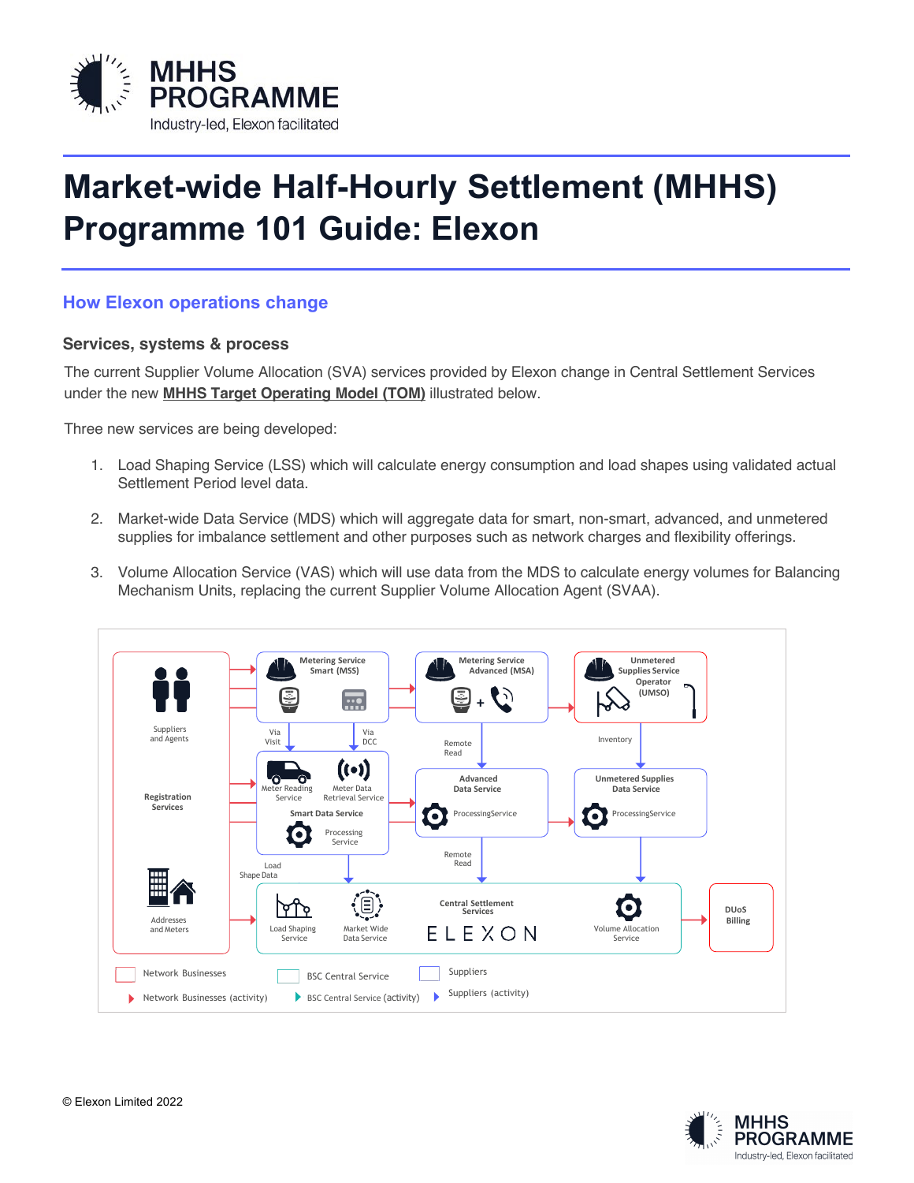# Market-wide Half-Hourly Settlement (MHHS) Programme 101 Guide: Elexon

## How Elexon operations change

### Services, systems & process

The current Supplier Volume Allocation (SVA) services provided by Elexon change in Central Settlement Services under the new **MHHS Target Operating Model (TOM)** illustrated below.

Three new services are being developed:

1. Load Shaping Service (LSS) which will calculate energy consumption and load shapes using validated actual Settlement Period level data.

2. Market-wide Data Service (MDS) which will aggregate data for smart, non-smart, advanced, and unmetered supplies for imbalance settlement and other purposes such as network charges and flexibility offerings.

3. Volume Allocation Service (VAS) which will use data from the MDS to calculate energy volumes for Balancing Mechanism Units, replacing the current Supplier Volume Allocation Agent (SVAA).

© Elexon Limited 2022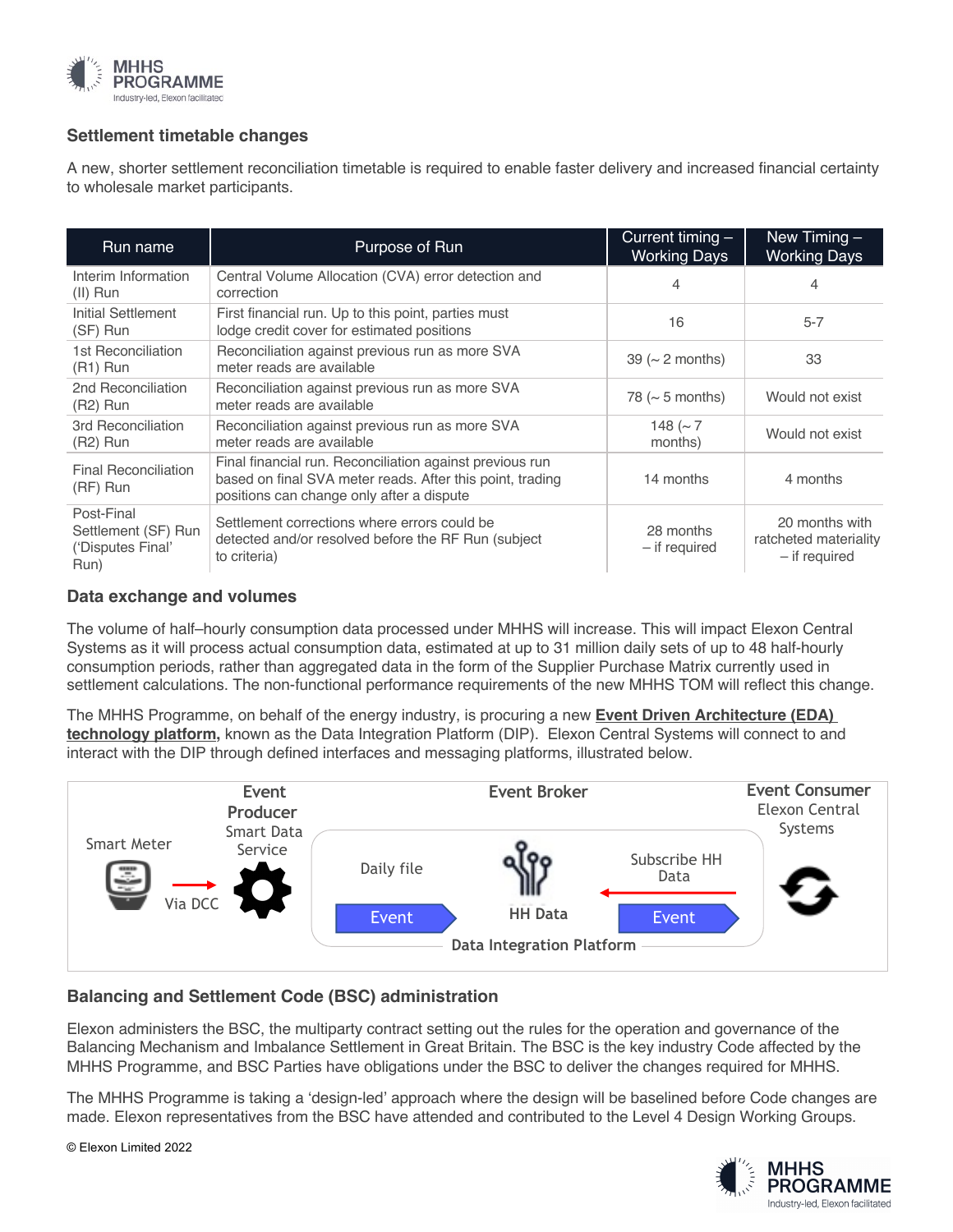### Settlement timetable changes

A new, shorter settlement reconciliation timetable is required to enable faster delivery and increased financial certainty to wholesale market participants.

| Run name | Purpose of Run | Current timing – Working Days | New Timing – Working Days |
|---|---|---|---|
| Interim Information (II) Run | Central Volume Allocation (CVA) error detection and correction | 4 | 4 |
| Initial Settlement (SF) Run | First financial run. Up to this point, parties must lodge credit cover for estimated positions | 16 | 5-7 |
| 1st Reconciliation (R1) Run | Reconciliation against previous run as more SVA meter reads are available | 39 (~ 2 months) | 33 |
| 2nd Reconciliation (R2) Run | Reconciliation against previous run as more SVA meter reads are available | 78 (~ 5 months) | Would not exist |
| 3rd Reconciliation (R2) Run | Reconciliation against previous run as more SVA meter reads are available | 148 (~ 7 months) | Would not exist |
| Final Reconciliation (RF) Run | Final financial run. Reconciliation against previous run based on final SVA meter reads. After this point, trading positions can change only after a dispute | 14 months | 4 months |
| Post-Final Settlement (SF) Run ('Disputes Final' Run) | Settlement corrections where errors could be detected and/or resolved before the RF Run (subject to criteria) | 28 months – if required | 20 months with ratcheted materiality – if required |

### Data exchange and volumes

The volume of half–hourly consumption data processed under MHHS will increase. This will impact Elexon Central Systems as it will process actual consumption data, estimated at up to 31 million daily sets of up to 48 half-hourly consumption periods, rather than aggregated data in the form of the Supplier Purchase Matrix currently used in settlement calculations. The non-functional performance requirements of the new MHHS TOM will reflect this change.

The MHHS Programme, on behalf of the energy industry, is procuring a new **Event Driven Architecture (EDA) technology platform,** known as the Data Integration Platform (DIP). Elexon Central Systems will connect to and interact with the DIP through defined interfaces and messaging platforms, illustrated below.

Smart Meter
Via DCC
Event Producer
Smart Data Service
Event Broker
Daily file
Event
HH Data
Subscribe HH Data
Event
Data Integration Platform
Event Consumer
Elexon Central Systems

### Balancing and Settlement Code (BSC) administration

Elexon administers the BSC, the multiparty contract setting out the rules for the operation and governance of the Balancing Mechanism and Imbalance Settlement in Great Britain. The BSC is the key industry Code affected by the MHHS Programme, and BSC Parties have obligations under the BSC to deliver the changes required for MHHS.

The MHHS Programme is taking a 'design-led' approach where the design will be baselined before Code changes are made. Elexon representatives from the BSC have attended and contributed to the Level 4 Design Working Groups.

© Elexon Limited 2022